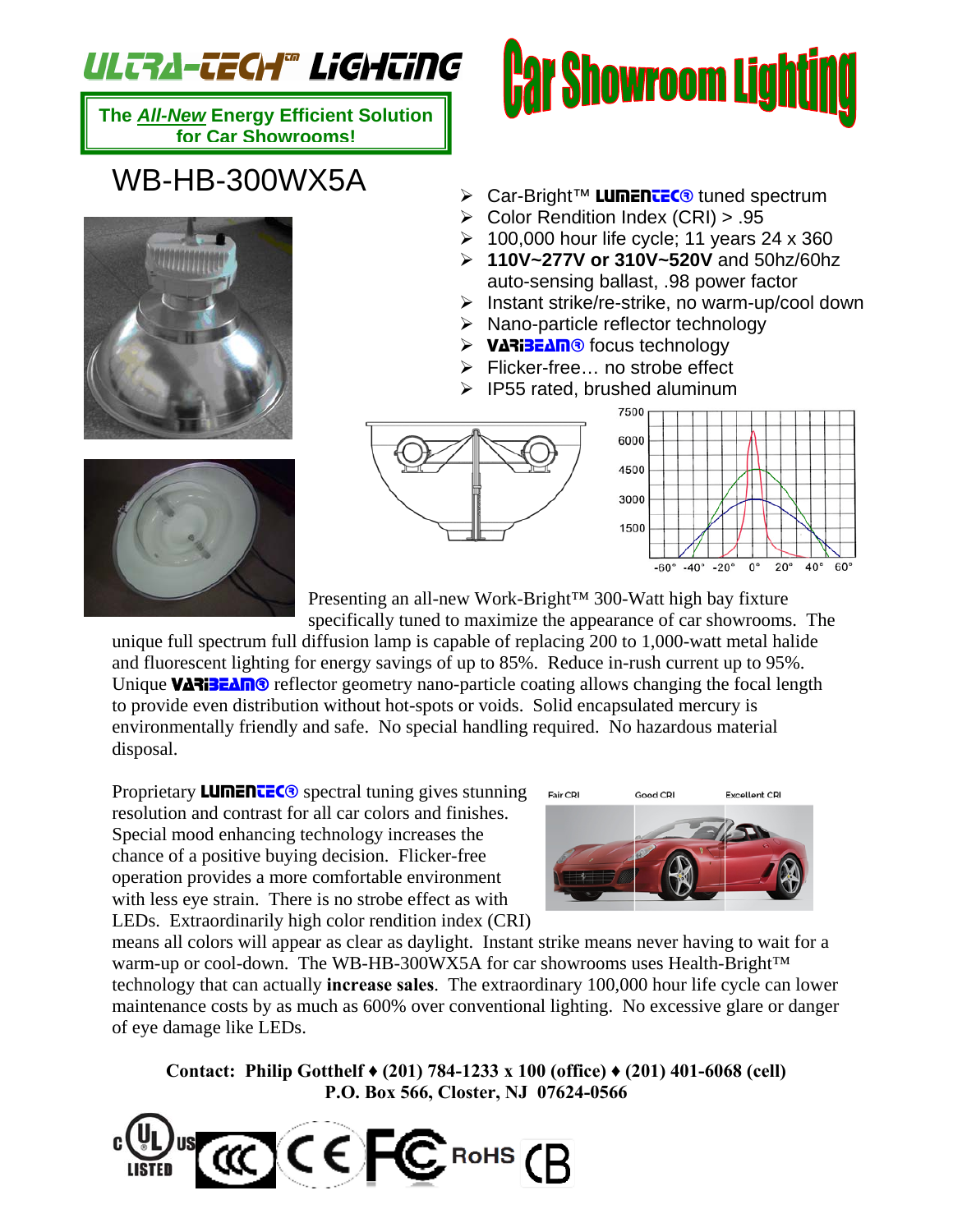ULTRA-TECH™ LIGHTING

**The *All-New* Energy Efficient Solution for Car Showrooms!**

# Car Showroom Lighting

## WB-HB-300WX5A

- Car-Bright™ **LUMENTEC®** tuned spectrum
- Color Rendition Index (CRI) > .95
- 100,000 hour life cycle; 11 years 24 x 360
- **110V~277V or 310V~520V** and 50hz/60hz auto-sensing ballast, .98 power factor
- Instant strike/re-strike, no warm-up/cool down
- Nano-particle reflector technology
- **VARIBEAM®** focus technology
- Flicker-free… no strobe effect
- IP55 rated, brushed aluminum

Presenting an all-new Work-Bright™ 300-Watt high bay fixture specifically tuned to maximize the appearance of car showrooms. The unique full spectrum full diffusion lamp is capable of replacing 200 to 1,000-watt metal halide and fluorescent lighting for energy savings of up to 85%. Reduce in-rush current up to 95%. Unique **VARIBEAM®** reflector geometry nano-particle coating allows changing the focal length to provide even distribution without hot-spots or voids. Solid encapsulated mercury is environmentally friendly and safe. No special handling required. No hazardous material disposal.

Proprietary **LUMENTEC®** spectral tuning gives stunning resolution and contrast for all car colors and finishes. Special mood enhancing technology increases the chance of a positive buying decision. Flicker-free operation provides a more comfortable environment with less eye strain. There is no strobe effect as with LEDs. Extraordinarily high color rendition index (CRI) means all colors will appear as clear as daylight. Instant strike means never having to wait for a warm-up or cool-down. The WB-HB-300WX5A for car showrooms uses Health-Bright™ technology that can actually **increase sales**. The extraordinary 100,000 hour life cycle can lower maintenance costs by as much as 600% over conventional lighting. No excessive glare or danger of eye damage like LEDs.

**Contact: Philip Gotthelf ♦ (201) 784-1233 x 100 (office) ♦ (201) 401-6068 (cell)**
**P.O. Box 566, Closter, NJ 07624-0566**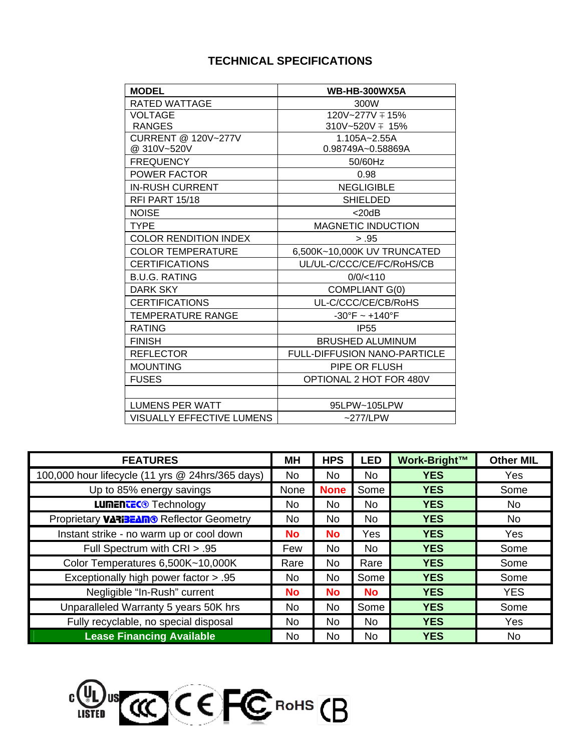# TECHNICAL SPECIFICATIONS

| MODEL | WB-HB-300WX5A |
|---|---|
| RATED WATTAGE | 300W |
| VOLTAGE RANGES | 120V~277V ∓ 15%<br>310V~520V ∓ 15% |
| CURRENT @ 120V~277V<br>@ 310V~520V | 1.105A~2.55A<br>0.98749A~0.58869A |
| FREQUENCY | 50/60Hz |
| POWER FACTOR | 0.98 |
| IN-RUSH CURRENT | NEGLIGIBLE |
| RFI PART 15/18 | SHIELDED |
| NOISE | <20dB |
| TYPE | MAGNETIC INDUCTION |
| COLOR RENDITION INDEX | > .95 |
| COLOR TEMPERATURE | 6,500K~10,000K UV TRUNCATED |
| CERTIFICATIONS | UL/UL-C/CCC/CE/FC/RoHS/CB |
| B.U.G. RATING | 0/0/<110 |
| DARK SKY | COMPLIANT G(0) |
| CERTIFICATIONS | UL-C/CCC/CE/CB/RoHS |
| TEMPERATURE RANGE | -30°F ~ +140°F |
| RATING | IP55 |
| FINISH | BRUSHED ALUMINUM |
| REFLECTOR | FULL-DIFFUSION NANO-PARTICLE |
| MOUNTING | PIPE OR FLUSH |
| FUSES | OPTIONAL 2 HOT FOR 480V |
| | |
| LUMENS PER WATT | 95LPW~105LPW |
| VISUALLY EFFECTIVE LUMENS | ~277/LPW |

| FEATURES | MH | HPS | LED | Work-Bright™ | Other MIL |
|---|---|---|---|---|---|
| 100,000 hour lifecycle (11 yrs @ 24hrs/365 days) | No | No | No | **YES** | Yes |
| Up to 85% energy savings | None | **None** | Some | **YES** | Some |
| LUMENTEC® Technology | No | No | No | **YES** | No |
| Proprietary VARIBEAM® Reflector Geometry | No | No | No | **YES** | No |
| Instant strike - no warm up or cool down | **No** | **No** | Yes | **YES** | Yes |
| Full Spectrum with CRI > .95 | Few | No | No | **YES** | Some |
| Color Temperatures 6,500K~10,000K | Rare | No | Rare | **YES** | Some |
| Exceptionally high power factor > .95 | No | No | Some | **YES** | Some |
| Negligible "In-Rush" current | **No** | **No** | **No** | **YES** | YES |
| Unparalleled Warranty 5 years 50K hrs | No | No | Some | **YES** | Some |
| Fully recyclable, no special disposal | No | No | No | **YES** | Yes |
| **Lease Financing Available** | No | No | No | **YES** | No |

c UL us LISTED CCC CE FC RoHS CB